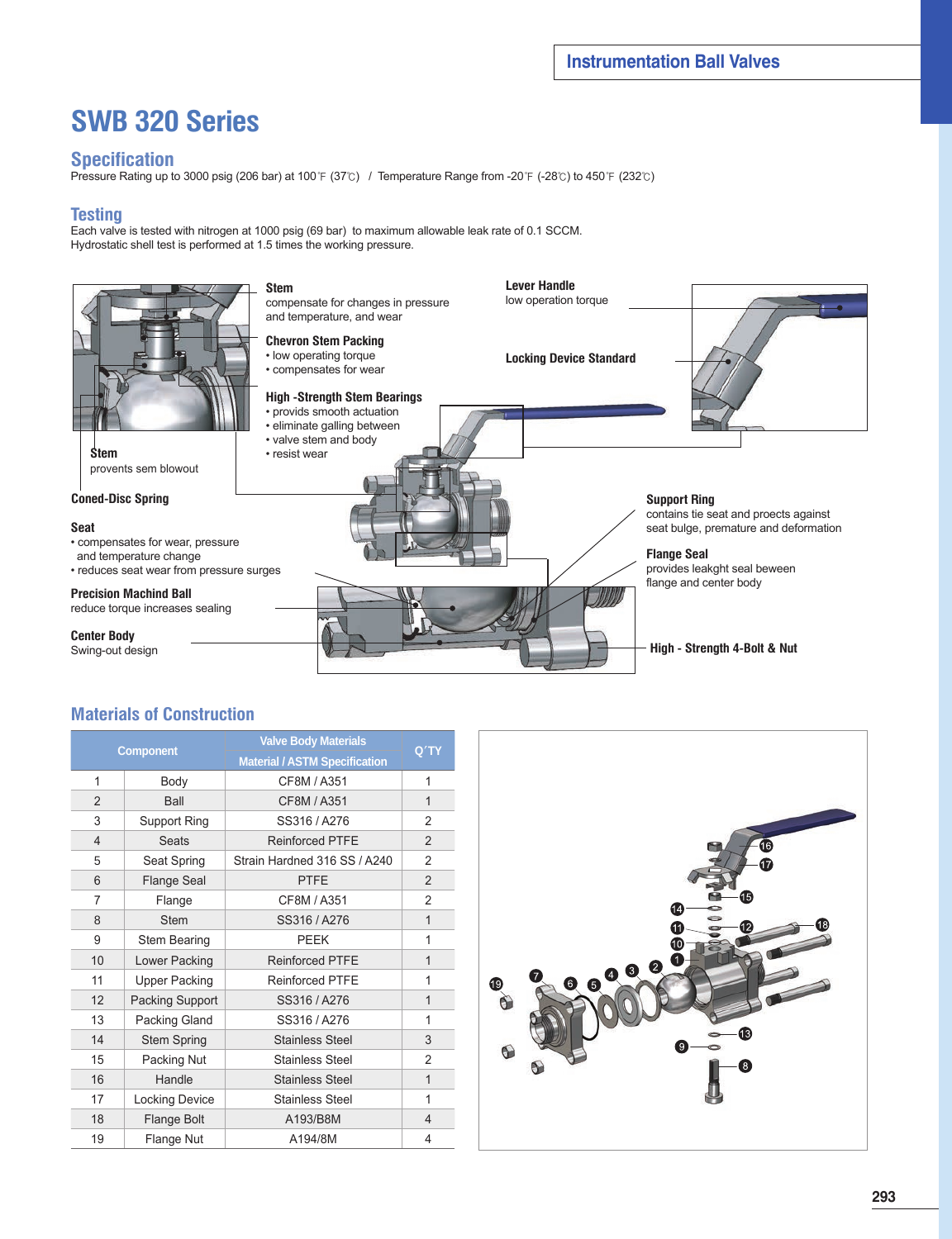# SWB 320 Series

## Specification

Pressure Rating up to 3000 psig (206 bar) at 100℉ (37℃) / Temperature Range from -20℉ (-28℃) to 450℉ (232℃)

## Testing

Each valve is tested with nitrogen at 1000 psig (69 bar) to maximum allowable leak rate of 0.1 SCCM.
Hydrostatic shell test is performed at 1.5 times the working pressure.

**Stem**
compensate for changes in pressure and temperature, and wear

**Chevron Stem Packing**
- low operating torque
- compensates for wear

**High -Strength Stem Bearings**
- provids smooth actuation
- eliminate galling between
- valve stem and body
- resist wear

**Lever Handle**
low operation torque

**Locking Device Standard**

**Stem**
provents sem blowout

**Coned-Disc Spring**

**Seat**
- compensates for wear, pressure and temperature change
- reduces seat wear from pressure surges

**Precision Machind Ball**
reduce torque increases sealing

**Center Body**
Swing-out design

**Support Ring**
contains tie seat and proects against seat bulge, premature and deformation

**Flange Seal**
provides leakght seal beween flange and center body

**High - Strength 4-Bolt & Nut**

## Materials of Construction

| Component | | Valve Body Materials | Q´TY |
|---|---|---|---|
| | | Material / ASTM Specification | |
| 1 | Body | CF8M / A351 | 1 |
| 2 | Ball | CF8M / A351 | 1 |
| 3 | Support Ring | SS316 / A276 | 2 |
| 4 | Seats | Reinforced PTFE | 2 |
| 5 | Seat Spring | Strain Hardned 316 SS / A240 | 2 |
| 6 | Flange Seal | PTFE | 2 |
| 7 | Flange | CF8M / A351 | 2 |
| 8 | Stem | SS316 / A276 | 1 |
| 9 | Stem Bearing | PEEK | 1 |
| 10 | Lower Packing | Reinforced PTFE | 1 |
| 11 | Upper Packing | Reinforced PTFE | 1 |
| 12 | Packing Support | SS316 / A276 | 1 |
| 13 | Packing Gland | SS316 / A276 | 1 |
| 14 | Stem Spring | Stainless Steel | 3 |
| 15 | Packing Nut | Stainless Steel | 2 |
| 16 | Handle | Stainless Steel | 1 |
| 17 | Locking Device | Stainless Steel | 1 |
| 18 | Flange Bolt | A193/B8M | 4 |
| 19 | Flange Nut | A194/8M | 4 |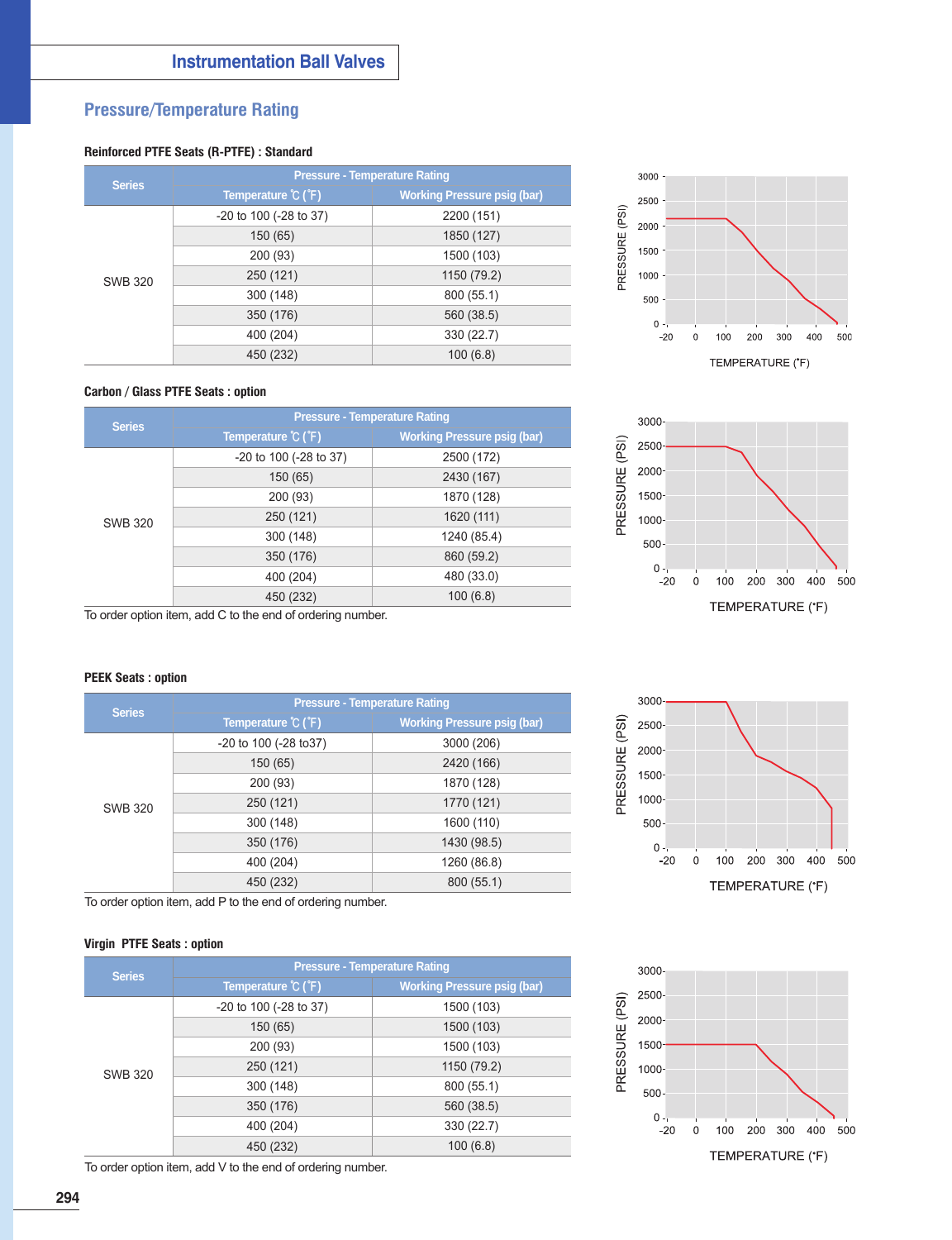## Instrumentation Ball Valves

### Pressure/Temperature Rating

**Reinforced PTFE Seats (R-PTFE) : Standard**

| Series | Pressure - Temperature Rating | |
|---|---|---|
| | Temperature ℃ (℉) | Working Pressure psig (bar) |
| SWB 320 | -20 to 100 (-28 to 37) | 2200 (151) |
| | 150 (65) | 1850 (127) |
| | 200 (93) | 1500 (103) |
| | 250 (121) | 1150 (79.2) |
| | 300 (148) | 800 (55.1) |
| | 350 (176) | 560 (38.5) |
| | 400 (204) | 330 (22.7) |
| | 450 (232) | 100 (6.8) |

**Carbon / Glass PTFE Seats : option**

| Series | Pressure - Temperature Rating | |
|---|---|---|
| | Temperature ℃ (℉) | Working Pressure psig (bar) |
| SWB 320 | -20 to 100 (-28 to 37) | 2500 (172) |
| | 150 (65) | 2430 (167) |
| | 200 (93) | 1870 (128) |
| | 250 (121) | 1620 (111) |
| | 300 (148) | 1240 (85.4) |
| | 350 (176) | 860 (59.2) |
| | 400 (204) | 480 (33.0) |
| | 450 (232) | 100 (6.8) |

To order option item, add C to the end of ordering number.

**PEEK Seats : option**

| Series | Pressure - Temperature Rating | |
|---|---|---|
| | Temperature ℃ (℉) | Working Pressure psig (bar) |
| SWB 320 | -20 to 100 (-28 to37) | 3000 (206) |
| | 150 (65) | 2420 (166) |
| | 200 (93) | 1870 (128) |
| | 250 (121) | 1770 (121) |
| | 300 (148) | 1600 (110) |
| | 350 (176) | 1430 (98.5) |
| | 400 (204) | 1260 (86.8) |
| | 450 (232) | 800 (55.1) |

To order option item, add P to the end of ordering number.

**Virgin PTFE Seats : option**

| Series | Pressure - Temperature Rating | |
|---|---|---|
| | Temperature ℃ (℉) | Working Pressure psig (bar) |
| SWB 320 | -20 to 100 (-28 to 37) | 1500 (103) |
| | 150 (65) | 1500 (103) |
| | 200 (93) | 1500 (103) |
| | 250 (121) | 1150 (79.2) |
| | 300 (148) | 800 (55.1) |
| | 350 (176) | 560 (38.5) |
| | 400 (204) | 330 (22.7) |
| | 450 (232) | 100 (6.8) |

To order option item, add V to the end of ordering number.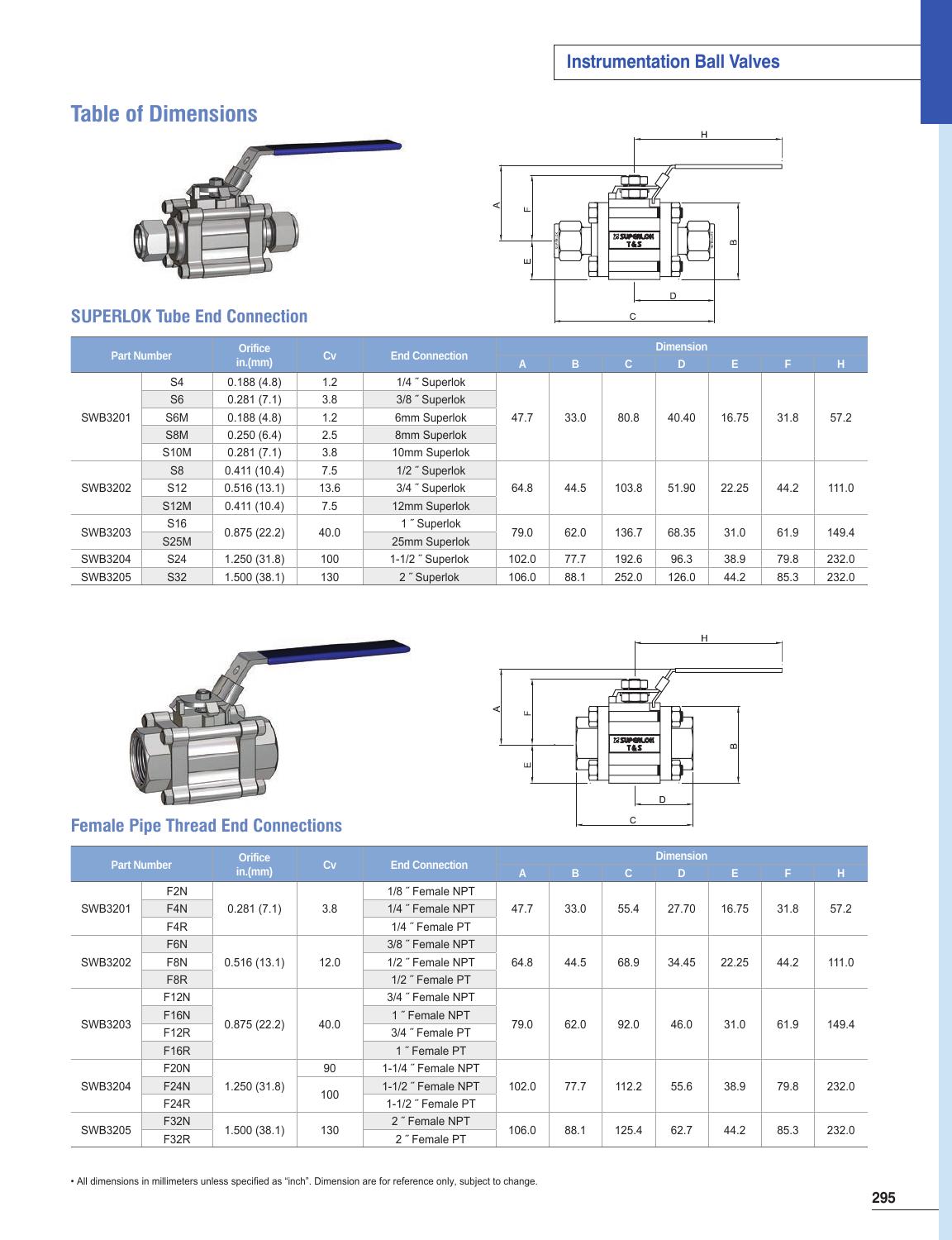## Table of Dimensions

### SUPERLOK Tube End Connection

| Part Number | | Orifice in.(mm) | Cv | End Connection | Dimension | | | | | | |
|---|---|---|---|---|---|---|---|---|---|---|---|
| | | | | | A | B | C | D | E | F | H |
| SWB3201 | S4 | 0.188 (4.8) | 1.2 | 1/4 ˝ Superlok | 47.7 | 33.0 | 80.8 | 40.40 | 16.75 | 31.8 | 57.2 |
| | S6 | 0.281 (7.1) | 3.8 | 3/8 ˝ Superlok | | | | | | | |
| | S6M | 0.188 (4.8) | 1.2 | 6mm Superlok | | | | | | | |
| | S8M | 0.250 (6.4) | 2.5 | 8mm Superlok | | | | | | | |
| | S10M | 0.281 (7.1) | 3.8 | 10mm Superlok | | | | | | | |
| SWB3202 | S8 | 0.411 (10.4) | 7.5 | 1/2 ˝ Superlok | 64.8 | 44.5 | 103.8 | 51.90 | 22.25 | 44.2 | 111.0 |
| | S12 | 0.516 (13.1) | 13.6 | 3/4 ˝ Superlok | | | | | | | |
| | S12M | 0.411 (10.4) | 7.5 | 12mm Superlok | | | | | | | |
| SWB3203 | S16 | 0.875 (22.2) | 40.0 | 1 ˝ Superlok | 79.0 | 62.0 | 136.7 | 68.35 | 31.0 | 61.9 | 149.4 |
| | S25M | | | 25mm Superlok | | | | | | | |
| SWB3204 | S24 | 1.250 (31.8) | 100 | 1-1/2 ˝ Superlok | 102.0 | 77.7 | 192.6 | 96.3 | 38.9 | 79.8 | 232.0 |
| SWB3205 | S32 | 1.500 (38.1) | 130 | 2 ˝ Superlok | 106.0 | 88.1 | 252.0 | 126.0 | 44.2 | 85.3 | 232.0 |

### Female Pipe Thread End Connections

| Part Number | | Orifice in.(mm) | Cv | End Connection | Dimension | | | | | | |
|---|---|---|---|---|---|---|---|---|---|---|---|
| | | | | | A | B | C | D | E | F | H |
| SWB3201 | F2N | 0.281 (7.1) | 3.8 | 1/8 ˝ Female NPT | 47.7 | 33.0 | 55.4 | 27.70 | 16.75 | 31.8 | 57.2 |
| | F4N | | | 1/4 ˝ Female NPT | | | | | | | |
| | F4R | | | 1/4 ˝ Female PT | | | | | | | |
| SWB3202 | F6N | 0.516 (13.1) | 12.0 | 3/8 ˝ Female NPT | 64.8 | 44.5 | 68.9 | 34.45 | 22.25 | 44.2 | 111.0 |
| | F8N | | | 1/2 ˝ Female NPT | | | | | | | |
| | F8R | | | 1/2 ˝ Female PT | | | | | | | |
| SWB3203 | F12N | 0.875 (22.2) | 40.0 | 3/4 ˝ Female NPT | 79.0 | 62.0 | 92.0 | 46.0 | 31.0 | 61.9 | 149.4 |
| | F16N | | | 1 ˝ Female NPT | | | | | | | |
| | F12R | | | 3/4 ˝ Female PT | | | | | | | |
| | F16R | | | 1 ˝ Female PT | | | | | | | |
| SWB3204 | F20N | 1.250 (31.8) | 90 | 1-1/4 ˝ Female NPT | 102.0 | 77.7 | 112.2 | 55.6 | 38.9 | 79.8 | 232.0 |
| | F24N | | 100 | 1-1/2 ˝ Female NPT | | | | | | | |
| | F24R | | | 1-1/2 ˝ Female PT | | | | | | | |
| SWB3205 | F32N | 1.500 (38.1) | 130 | 2 ˝ Female NPT | 106.0 | 88.1 | 125.4 | 62.7 | 44.2 | 85.3 | 232.0 |
| | F32R | | | 2 ˝ Female PT | | | | | | | |

• All dimensions in millimeters unless specified as “inch”. Dimension are for reference only, subject to change.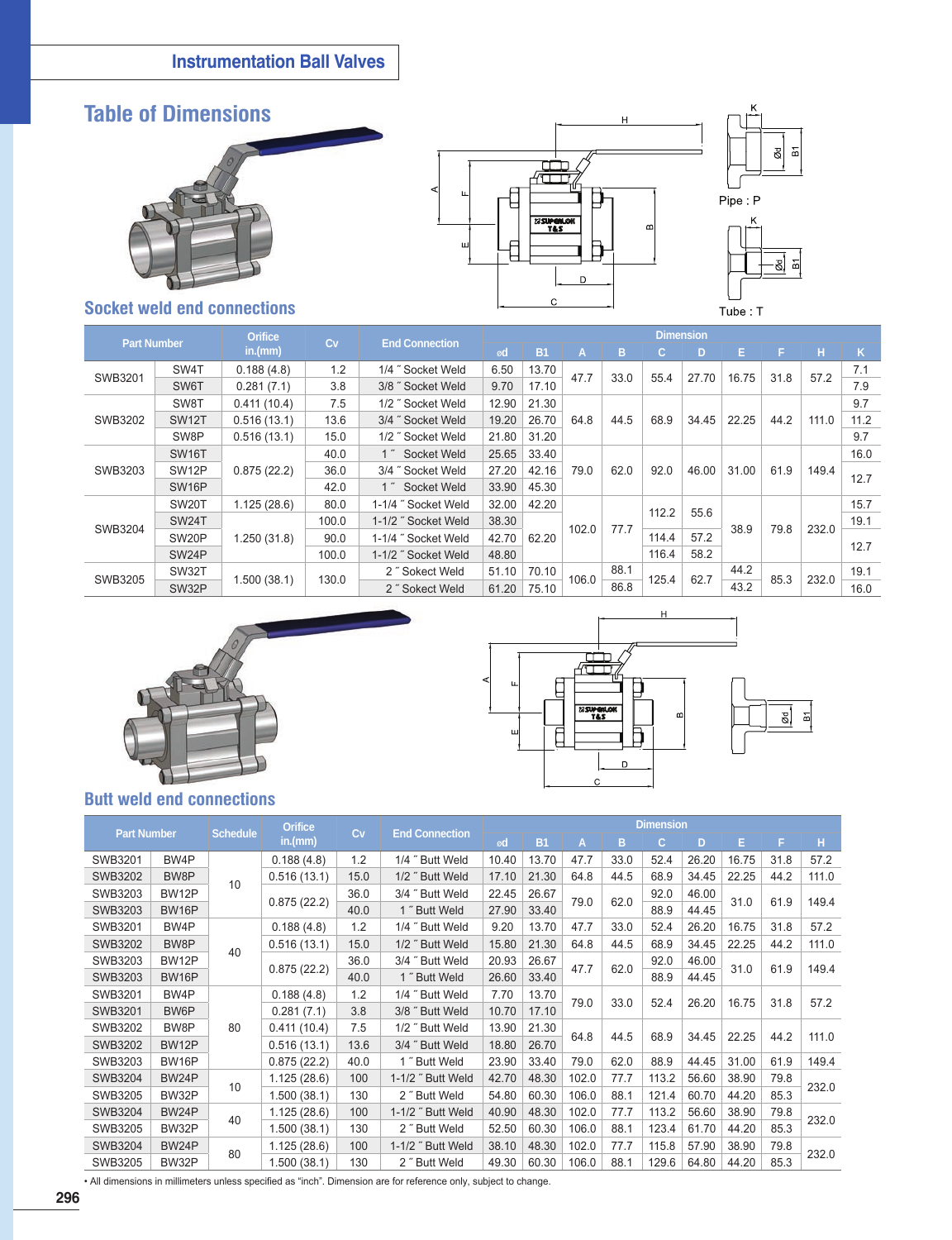Instrumentation Ball Valves

## Table of Dimensions

Pipe : P

Tube : T

### Socket weld end connections

| Part Number | | Orifice in.(mm) | Cv | End Connection | Dimension | | | | | | | | | |
|---|---|---|---|---|---|---|---|---|---|---|---|---|---|---|
| | | | | | ød | B1 | A | B | C | D | E | F | H | K |
| SWB3201 | SW4T | 0.188 (4.8) | 1.2 | 1/4 ˝ Socket Weld | 6.50 | 13.70 | 47.7 | 33.0 | 55.4 | 27.70 | 16.75 | 31.8 | 57.2 | 7.1 |
| | SW6T | 0.281 (7.1) | 3.8 | 3/8 ˝ Socket Weld | 9.70 | 17.10 | | | | | | | | 7.9 |
| SWB3202 | SW8T | 0.411 (10.4) | 7.5 | 1/2 ˝ Socket Weld | 12.90 | 21.30 | 64.8 | 44.5 | 68.9 | 34.45 | 22.25 | 44.2 | 111.0 | 9.7 |
| | SW12T | 0.516 (13.1) | 13.6 | 3/4 ˝ Socket Weld | 19.20 | 26.70 | | | | | | | | 11.2 |
| | SW8P | 0.516 (13.1) | 15.0 | 1/2 ˝ Socket Weld | 21.80 | 31.20 | | | | | | | | 9.7 |
| SWB3203 | SW16T | 0.875 (22.2) | 40.0 | 1 ˝ Socket Weld | 25.65 | 33.40 | 79.0 | 62.0 | 92.0 | 46.00 | 31.00 | 61.9 | 149.4 | 16.0 |
| | SW12P | | 36.0 | 3/4 ˝ Socket Weld | 27.20 | 42.16 | | | | | | | | 12.7 |
| | SW16P | | 42.0 | 1 ˝ Socket Weld | 33.90 | 45.30 | | | | | | | | |
| SWB3204 | SW20T | 1.125 (28.6) | 80.0 | 1-1/4 ˝ Socket Weld | 32.00 | 42.20 | 102.0 | 77.7 | 112.2 | 55.6 | 38.9 | 79.8 | 232.0 | 15.7 |
| | SW24T | 1.250 (31.8) | 100.0 | 1-1/2 ˝ Socket Weld | 38.30 | | | | | | | | | 19.1 |
| | SW20P | | 90.0 | 1-1/4 ˝ Socket Weld | 42.70 | 62.20 | | | 114.4 | 57.2 | | | | 12.7 |
| | SW24P | | 100.0 | 1-1/2 ˝ Socket Weld | 48.80 | | | | 116.4 | 58.2 | | | | |
| SWB3205 | SW32T | 1.500 (38.1) | 130.0 | 2 ˝ Sokect Weld | 51.10 | 70.10 | 106.0 | 88.1 | 125.4 | 62.7 | 44.2 | 85.3 | 232.0 | 19.1 |
| | SW32P | | | 2 ˝ Sokect Weld | 61.20 | 75.10 | | 86.8 | | | 43.2 | | | 16.0 |

### Butt weld end connections

| Part Number | | Schedule | Orifice in.(mm) | Cv | End Connection | Dimension | | | | | | | | |
|---|---|---|---|---|---|---|---|---|---|---|---|---|---|---|
| | | | | | | ød | B1 | A | B | C | D | E | F | H |
| SWB3201 | BW4P | 10 | 0.188 (4.8) | 1.2 | 1/4 ˝ Butt Weld | 10.40 | 13.70 | 47.7 | 33.0 | 52.4 | 26.20 | 16.75 | 31.8 | 57.2 |
| SWB3202 | BW8P | | 0.516 (13.1) | 15.0 | 1/2 ˝ Butt Weld | 17.10 | 21.30 | 64.8 | 44.5 | 68.9 | 34.45 | 22.25 | 44.2 | 111.0 |
| SWB3203 | BW12P | | 0.875 (22.2) | 36.0 | 3/4 ˝ Butt Weld | 22.45 | 26.67 | 79.0 | 62.0 | 92.0 | 46.00 | 31.0 | 61.9 | 149.4 |
| SWB3203 | BW16P | | | 40.0 | 1 ˝ Butt Weld | 27.90 | 33.40 | | | 88.9 | 44.45 | | | |
| SWB3201 | BW4P | 40 | 0.188 (4.8) | 1.2 | 1/4 ˝ Butt Weld | 9.20 | 13.70 | 47.7 | 33.0 | 52.4 | 26.20 | 16.75 | 31.8 | 57.2 |
| SWB3202 | BW8P | | 0.516 (13.1) | 15.0 | 1/2 ˝ Butt Weld | 15.80 | 21.30 | 64.8 | 44.5 | 68.9 | 34.45 | 22.25 | 44.2 | 111.0 |
| SWB3203 | BW12P | | 0.875 (22.2) | 36.0 | 3/4 ˝ Butt Weld | 20.93 | 26.67 | 47.7 | 62.0 | 92.0 | 46.00 | 31.0 | 61.9 | 149.4 |
| SWB3203 | BW16P | | | 40.0 | 1 ˝ Butt Weld | 26.60 | 33.40 | | | 88.9 | 44.45 | | | |
| SWB3201 | BW4P | 80 | 0.188 (4.8) | 1.2 | 1/4 ˝ Butt Weld | 7.70 | 13.70 | 79.0 | 33.0 | 52.4 | 26.20 | 16.75 | 31.8 | 57.2 |
| SWB3201 | BW6P | | 0.281 (7.1) | 3.8 | 3/8 ˝ Butt Weld | 10.70 | 17.10 | | | | | | | |
| SWB3202 | BW8P | | 0.411 (10.4) | 7.5 | 1/2 ˝ Butt Weld | 13.90 | 21.30 | 64.8 | 44.5 | 68.9 | 34.45 | 22.25 | 44.2 | 111.0 |
| SWB3202 | BW12P | | 0.516 (13.1) | 13.6 | 3/4 ˝ Butt Weld | 18.80 | 26.70 | | | | | | | |
| SWB3203 | BW16P | | 0.875 (22.2) | 40.0 | 1 ˝ Butt Weld | 23.90 | 33.40 | 79.0 | 62.0 | 88.9 | 44.45 | 31.00 | 61.9 | 149.4 |
| SWB3204 | BW24P | 10 | 1.125 (28.6) | 100 | 1-1/2 ˝ Butt Weld | 42.70 | 48.30 | 102.0 | 77.7 | 113.2 | 56.60 | 38.90 | 79.8 | 232.0 |
| SWB3205 | BW32P | | 1.500 (38.1) | 130 | 2 ˝ Butt Weld | 54.80 | 60.30 | 106.0 | 88.1 | 121.4 | 60.70 | 44.20 | 85.3 | |
| SWB3204 | BW24P | 40 | 1.125 (28.6) | 100 | 1-1/2 ˝ Butt Weld | 40.90 | 48.30 | 102.0 | 77.7 | 113.2 | 56.60 | 38.90 | 79.8 | 232.0 |
| SWB3205 | BW32P | | 1.500 (38.1) | 130 | 2 ˝ Butt Weld | 52.50 | 60.30 | 106.0 | 88.1 | 123.4 | 61.70 | 44.20 | 85.3 | |
| SWB3204 | BW24P | 80 | 1.125 (28.6) | 100 | 1-1/2 ˝ Butt Weld | 38.10 | 48.30 | 102.0 | 77.7 | 115.8 | 57.90 | 38.90 | 79.8 | 232.0 |
| SWB3205 | BW32P | | 1.500 (38.1) | 130 | 2 ˝ Butt Weld | 49.30 | 60.30 | 106.0 | 88.1 | 129.6 | 64.80 | 44.20 | 85.3 | |

• All dimensions in millimeters unless specified as "inch". Dimension are for reference only, subject to change.